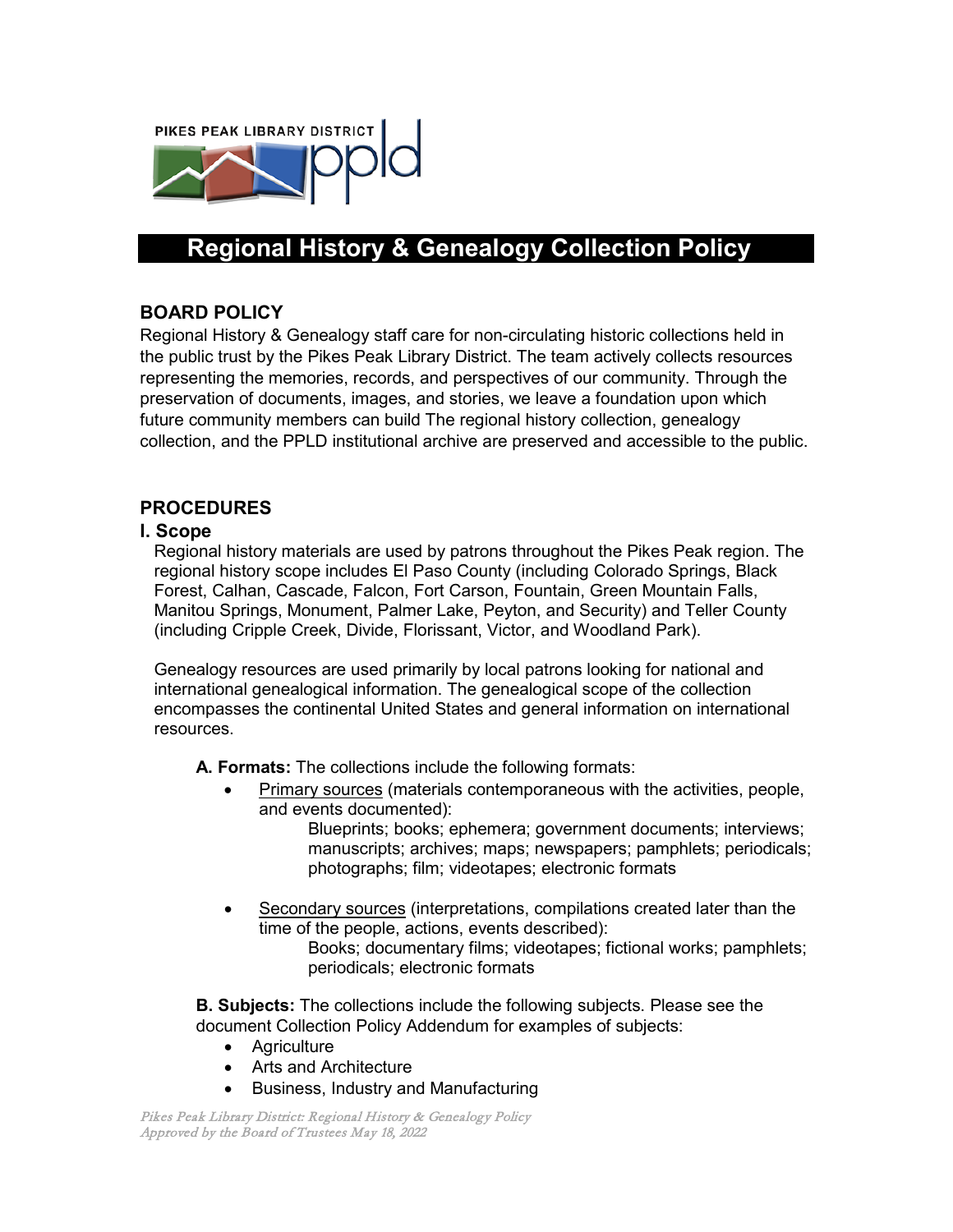PIKES PEAK LIBRARY DISTRICT ppld

# Regional History & Genealogy Collection Policy

## BOARD POLICY

Regional History & Genealogy staff care for non-circulating historic collections held in the public trust by the Pikes Peak Library District. The team actively collects resources representing the memories, records, and perspectives of our community. Through the preservation of documents, images, and stories, we leave a foundation upon which future community members can build The regional history collection, genealogy collection, and the PPLD institutional archive are preserved and accessible to the public.

## PROCEDURES

### I. Scope

Regional history materials are used by patrons throughout the Pikes Peak region. The regional history scope includes El Paso County (including Colorado Springs, Black Forest, Calhan, Cascade, Falcon, Fort Carson, Fountain, Green Mountain Falls, Manitou Springs, Monument, Palmer Lake, Peyton, and Security) and Teller County (including Cripple Creek, Divide, Florissant, Victor, and Woodland Park).

Genealogy resources are used primarily by local patrons looking for national and international genealogical information. The genealogical scope of the collection encompasses the continental United States and general information on international resources.

**A. Formats:** The collections include the following formats:

- Primary sources (materials contemporaneous with the activities, people, and events documented):
  Blueprints; books; ephemera; government documents; interviews; manuscripts; archives; maps; newspapers; pamphlets; periodicals; photographs; film; videotapes; electronic formats

- Secondary sources (interpretations, compilations created later than the time of the people, actions, events described):
  Books; documentary films; videotapes; fictional works; pamphlets; periodicals; electronic formats

**B. Subjects:** The collections include the following subjects. Please see the document Collection Policy Addendum for examples of subjects:

- Agriculture
- Arts and Architecture
- Business, Industry and Manufacturing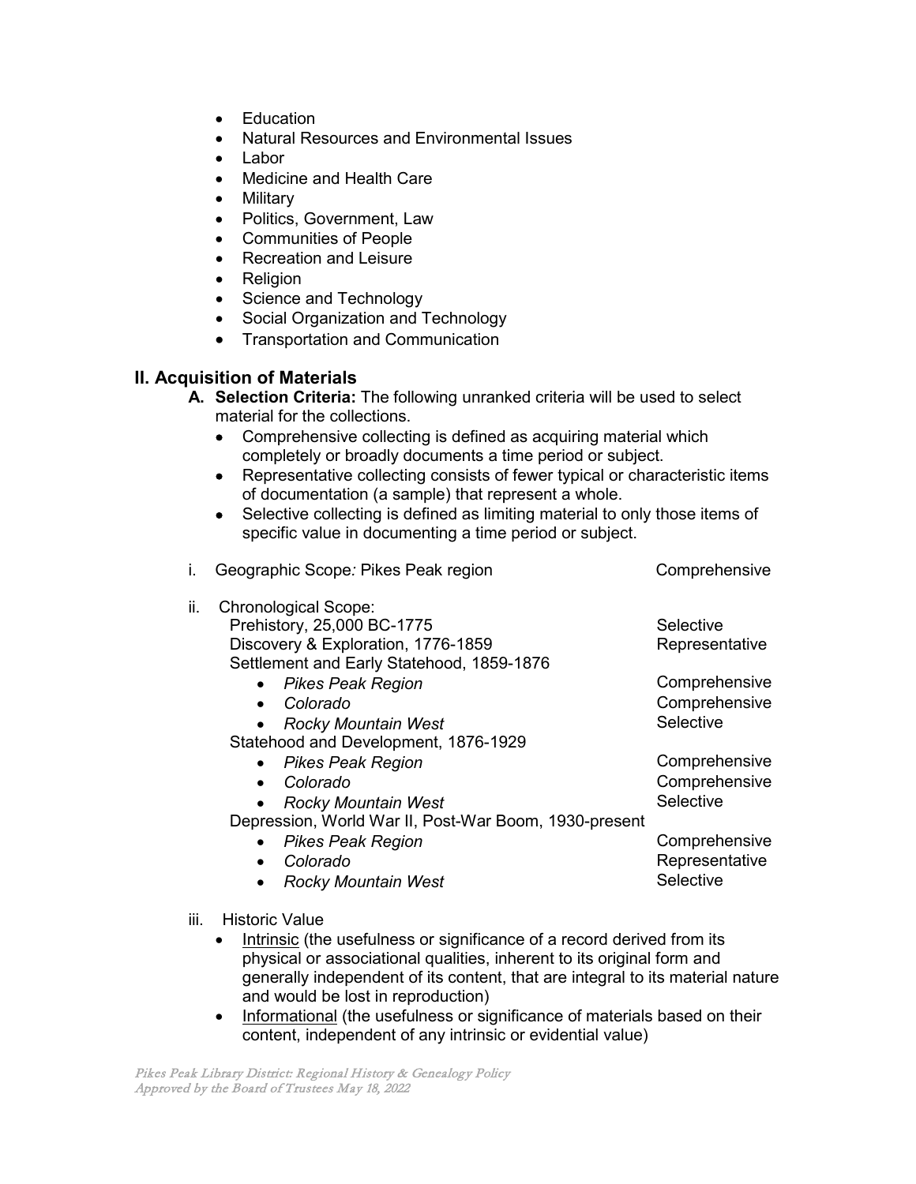- Education
- Natural Resources and Environmental Issues
- Labor
- Medicine and Health Care
- Military
- Politics, Government, Law
- Communities of People
- Recreation and Leisure
- Religion
- Science and Technology
- Social Organization and Technology
- Transportation and Communication

## II. Acquisition of Materials

**A. Selection Criteria:** The following unranked criteria will be used to select material for the collections.

- Comprehensive collecting is defined as acquiring material which completely or broadly documents a time period or subject.
- Representative collecting consists of fewer typical or characteristic items of documentation (a sample) that represent a whole.
- Selective collecting is defined as limiting material to only those items of specific value in documenting a time period or subject.

i. Geographic Scope*:* Pikes Peak region — Comprehensive

ii. Chronological Scope:

| Period | Collecting Level |
|---|---|
| Prehistory, 25,000 BC-1775 | Selective |
| Discovery & Exploration, 1776-1859 | Representative |
| Settlement and Early Statehood, 1859-1876 | |
| • *Pikes Peak Region* | Comprehensive |
| • *Colorado* | Comprehensive |
| • *Rocky Mountain West* | Selective |
| Statehood and Development, 1876-1929 | |
| • *Pikes Peak Region* | Comprehensive |
| • *Colorado* | Comprehensive |
| • *Rocky Mountain West* | Selective |
| Depression, World War II, Post-War Boom, 1930-present | |
| • *Pikes Peak Region* | Comprehensive |
| • *Colorado* | Representative |
| • *Rocky Mountain West* | Selective |

iii. Historic Value

- Intrinsic (the usefulness or significance of a record derived from its physical or associational qualities, inherent to its original form and generally independent of its content, that are integral to its material nature and would be lost in reproduction)
- Informational (the usefulness or significance of materials based on their content, independent of any intrinsic or evidential value)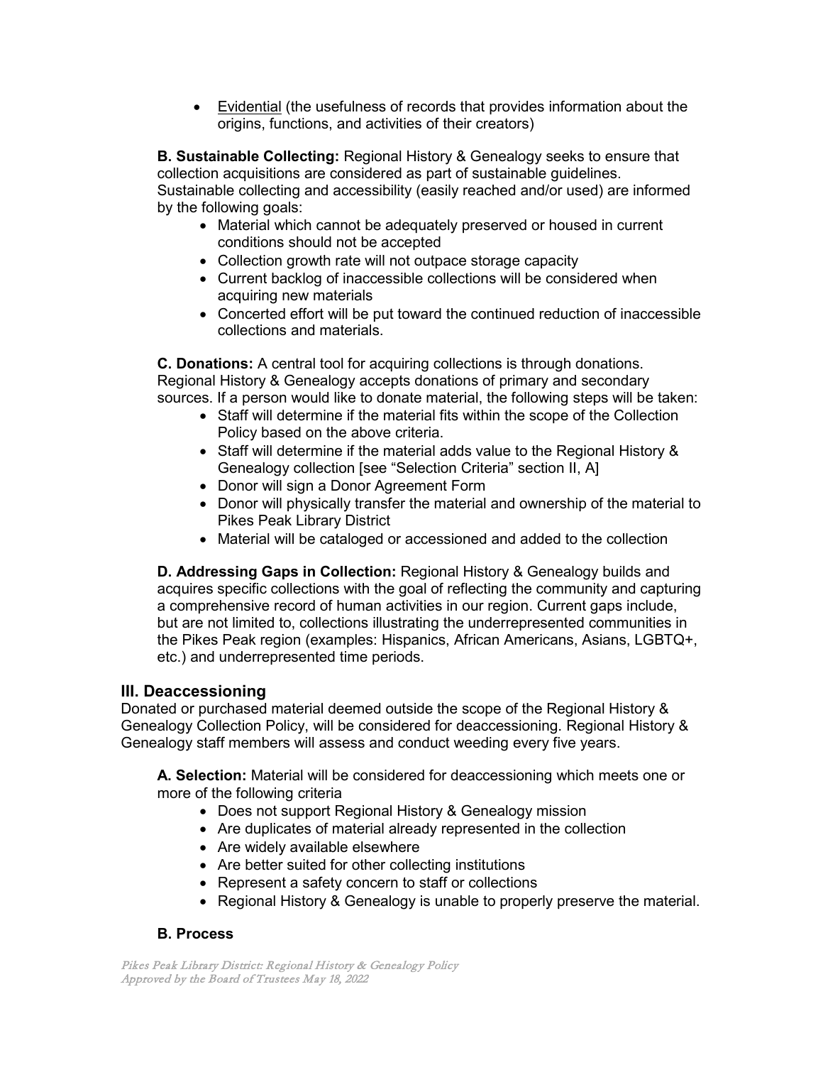- Evidential (the usefulness of records that provides information about the origins, functions, and activities of their creators)

**B. Sustainable Collecting:** Regional History & Genealogy seeks to ensure that collection acquisitions are considered as part of sustainable guidelines. Sustainable collecting and accessibility (easily reached and/or used) are informed by the following goals:

- Material which cannot be adequately preserved or housed in current conditions should not be accepted
- Collection growth rate will not outpace storage capacity
- Current backlog of inaccessible collections will be considered when acquiring new materials
- Concerted effort will be put toward the continued reduction of inaccessible collections and materials.

**C. Donations:** A central tool for acquiring collections is through donations. Regional History & Genealogy accepts donations of primary and secondary sources. If a person would like to donate material, the following steps will be taken:

- Staff will determine if the material fits within the scope of the Collection Policy based on the above criteria.
- Staff will determine if the material adds value to the Regional History & Genealogy collection [see "Selection Criteria" section II, A]
- Donor will sign a Donor Agreement Form
- Donor will physically transfer the material and ownership of the material to Pikes Peak Library District
- Material will be cataloged or accessioned and added to the collection

**D. Addressing Gaps in Collection:** Regional History & Genealogy builds and acquires specific collections with the goal of reflecting the community and capturing a comprehensive record of human activities in our region. Current gaps include, but are not limited to, collections illustrating the underrepresented communities in the Pikes Peak region (examples: Hispanics, African Americans, Asians, LGBTQ+, etc.) and underrepresented time periods.

## III. Deaccessioning

Donated or purchased material deemed outside the scope of the Regional History & Genealogy Collection Policy, will be considered for deaccessioning. Regional History & Genealogy staff members will assess and conduct weeding every five years.

**A. Selection:** Material will be considered for deaccessioning which meets one or more of the following criteria

- Does not support Regional History & Genealogy mission
- Are duplicates of material already represented in the collection
- Are widely available elsewhere
- Are better suited for other collecting institutions
- Represent a safety concern to staff or collections
- Regional History & Genealogy is unable to properly preserve the material.

**B. Process**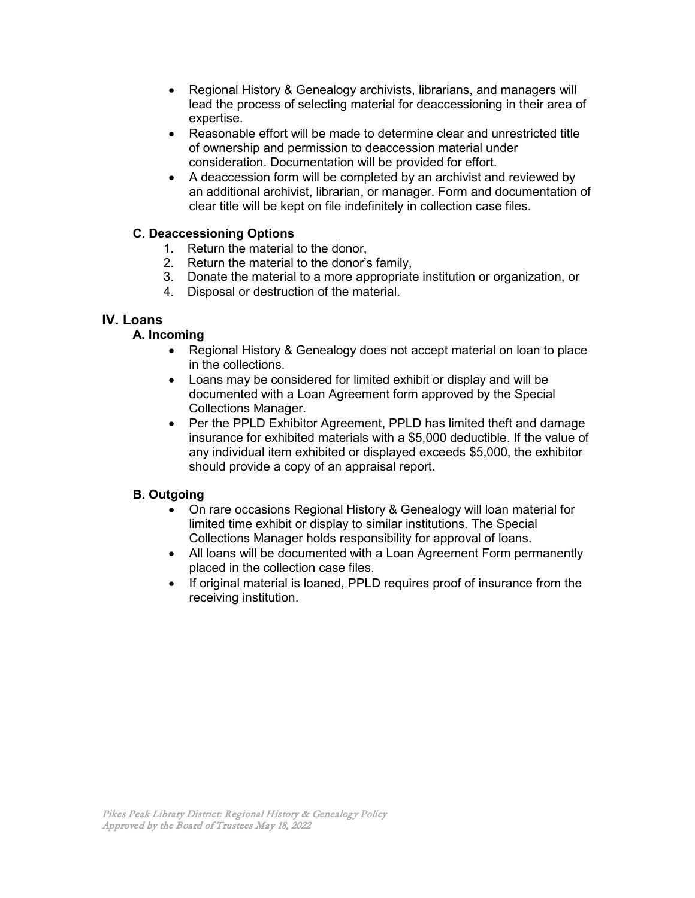- Regional History & Genealogy archivists, librarians, and managers will lead the process of selecting material for deaccessioning in their area of expertise.
- Reasonable effort will be made to determine clear and unrestricted title of ownership and permission to deaccession material under consideration. Documentation will be provided for effort.
- A deaccession form will be completed by an archivist and reviewed by an additional archivist, librarian, or manager. Form and documentation of clear title will be kept on file indefinitely in collection case files.

### C. Deaccessioning Options

1. Return the material to the donor,
2. Return the material to the donor's family,
3. Donate the material to a more appropriate institution or organization, or
4. Disposal or destruction of the material.

## IV. Loans

### A. Incoming

- Regional History & Genealogy does not accept material on loan to place in the collections.
- Loans may be considered for limited exhibit or display and will be documented with a Loan Agreement form approved by the Special Collections Manager.
- Per the PPLD Exhibitor Agreement, PPLD has limited theft and damage insurance for exhibited materials with a $5,000 deductible. If the value of any individual item exhibited or displayed exceeds $5,000, the exhibitor should provide a copy of an appraisal report.

### B. Outgoing

- On rare occasions Regional History & Genealogy will loan material for limited time exhibit or display to similar institutions. The Special Collections Manager holds responsibility for approval of loans.
- All loans will be documented with a Loan Agreement Form permanently placed in the collection case files.
- If original material is loaned, PPLD requires proof of insurance from the receiving institution.